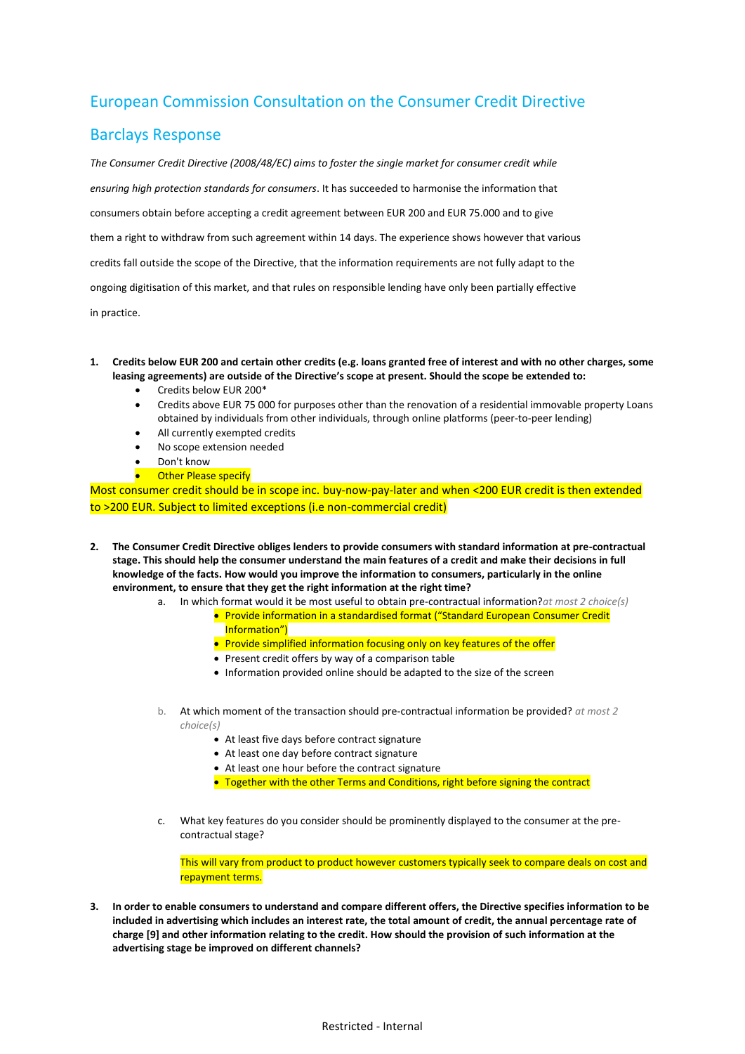# European Commission Consultation on the Consumer Credit Directive

## Barclays Response

*The Consumer Credit Directive (2008/48/EC) aims to foster the single market for consumer credit while ensuring high protection standards for consumers*. It has succeeded to harmonise the information that consumers obtain before accepting a credit agreement between EUR 200 and EUR 75.000 and to give them a right to withdraw from such agreement within 14 days. The experience shows however that various credits fall outside the scope of the Directive, that the information requirements are not fully adapt to the ongoing digitisation of this market, and that rules on responsible lending have only been partially effective in practice.

1. **Credits below EUR 200 and certain other credits (e.g. loans granted free of interest and with no other charges, some leasing agreements) are outside of the Directive's scope at present. Should the scope be extended to:**
   - Credits below EUR 200*
   - Credits above EUR 75 000 for purposes other than the renovation of a residential immovable property Loans obtained by individuals from other individuals, through online platforms (peer-to-peer lending)
   - All currently exempted credits
   - No scope extension needed
   - Don't know
   - Other Please specify

   Most consumer credit should be in scope inc. buy-now-pay-later and when <200 EUR credit is then extended to >200 EUR. Subject to limited exceptions (i.e non-commercial credit)

2. **The Consumer Credit Directive obliges lenders to provide consumers with standard information at pre-contractual stage. This should help the consumer understand the main features of a credit and make their decisions in full knowledge of the facts. How would you improve the information to consumers, particularly in the online environment, to ensure that they get the right information at the right time?**
   a. In which format would it be most useful to obtain pre-contractual information? *at most 2 choice(s)*
      - Provide information in a standardised format ("Standard European Consumer Credit Information")
      - Provide simplified information focusing only on key features of the offer
      - Present credit offers by way of a comparison table
      - Information provided online should be adapted to the size of the screen

   b. At which moment of the transaction should pre-contractual information be provided? *at most 2 choice(s)*
      - At least five days before contract signature
      - At least one day before contract signature
      - At least one hour before the contract signature
      - Together with the other Terms and Conditions, right before signing the contract

   c. What key features do you consider should be prominently displayed to the consumer at the pre-contractual stage?

      This will vary from product to product however customers typically seek to compare deals on cost and repayment terms.

3. **In order to enable consumers to understand and compare different offers, the Directive specifies information to be included in advertising which includes an interest rate, the total amount of credit, the annual percentage rate of charge [9] and other information relating to the credit. How should the provision of such information at the advertising stage be improved on different channels?**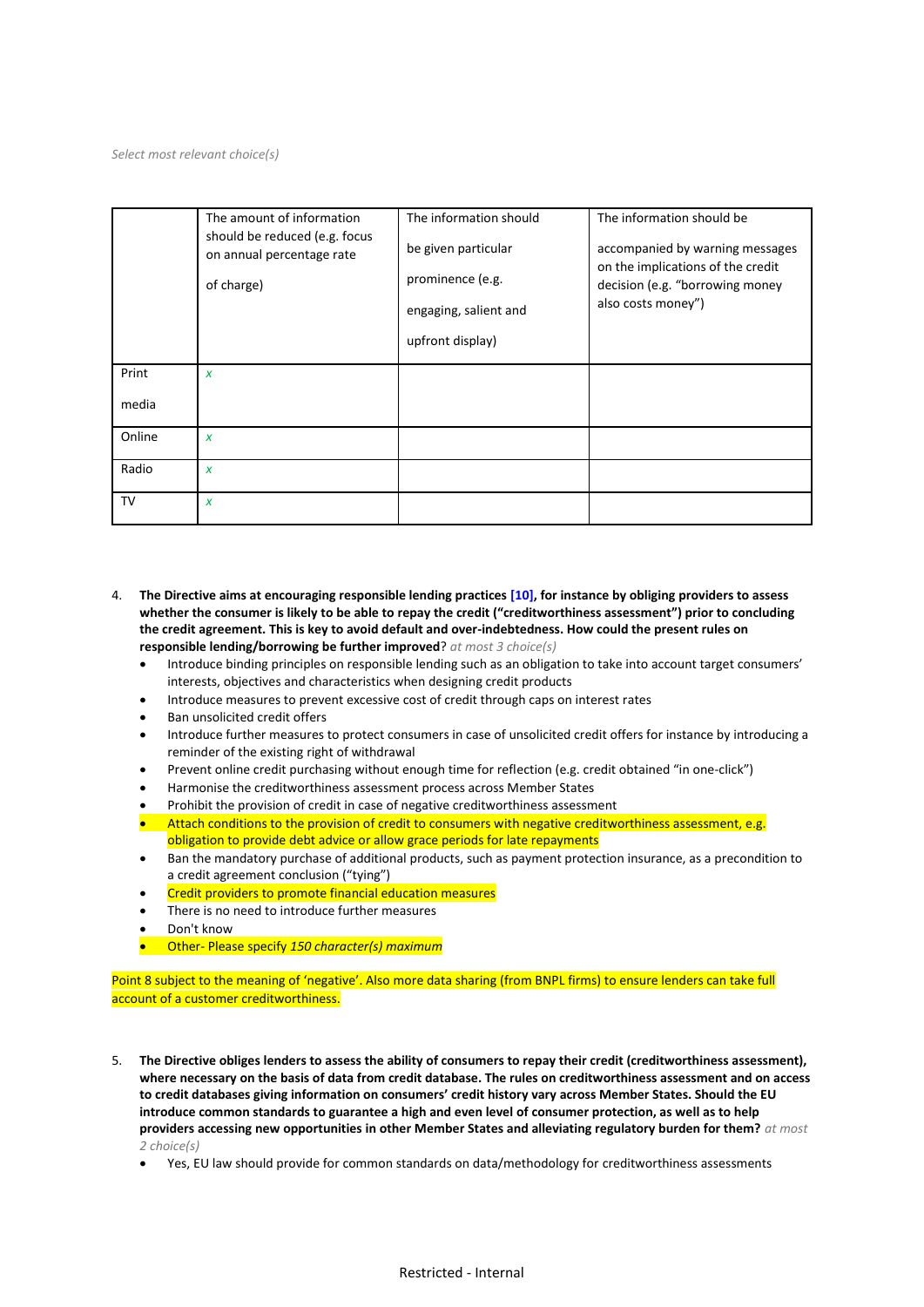*Select most relevant choice(s)*

| | The amount of information should be reduced (e.g. focus on annual percentage rate of charge) | The information should be given particular prominence (e.g. engaging, salient and upfront display) | The information should be accompanied by warning messages on the implications of the credit decision (e.g. "borrowing money also costs money") |
|---|---|---|---|
| Print media | x | | |
| Online | x | | |
| Radio | x | | |
| TV | x | | |

4. **The Directive aims at encouraging responsible lending practices [10], for instance by obliging providers to assess whether the consumer is likely to be able to repay the credit ("creditworthiness assessment") prior to concluding the credit agreement. This is key to avoid default and over-indebtedness. How could the present rules on responsible lending/borrowing be further improved**? *at most 3 choice(s)*
   - Introduce binding principles on responsible lending such as an obligation to take into account target consumers' interests, objectives and characteristics when designing credit products
   - Introduce measures to prevent excessive cost of credit through caps on interest rates
   - Ban unsolicited credit offers
   - Introduce further measures to protect consumers in case of unsolicited credit offers for instance by introducing a reminder of the existing right of withdrawal
   - Prevent online credit purchasing without enough time for reflection (e.g. credit obtained "in one-click")
   - Harmonise the creditworthiness assessment process across Member States
   - Prohibit the provision of credit in case of negative creditworthiness assessment
   - Attach conditions to the provision of credit to consumers with negative creditworthiness assessment, e.g. obligation to provide debt advice or allow grace periods for late repayments
   - Ban the mandatory purchase of additional products, such as payment protection insurance, as a precondition to a credit agreement conclusion ("tying")
   - Credit providers to promote financial education measures
   - There is no need to introduce further measures
   - Don't know
   - Other- Please specify *150 character(s) maximum*

Point 8 subject to the meaning of 'negative'. Also more data sharing (from BNPL firms) to ensure lenders can take full account of a customer creditworthiness.

5. **The Directive obliges lenders to assess the ability of consumers to repay their credit (creditworthiness assessment), where necessary on the basis of data from credit database. The rules on creditworthiness assessment and on access to credit databases giving information on consumers' credit history vary across Member States. Should the EU introduce common standards to guarantee a high and even level of consumer protection, as well as to help providers accessing new opportunities in other Member States and alleviating regulatory burden for them?** *at most 2 choice(s)*
   - Yes, EU law should provide for common standards on data/methodology for creditworthiness assessments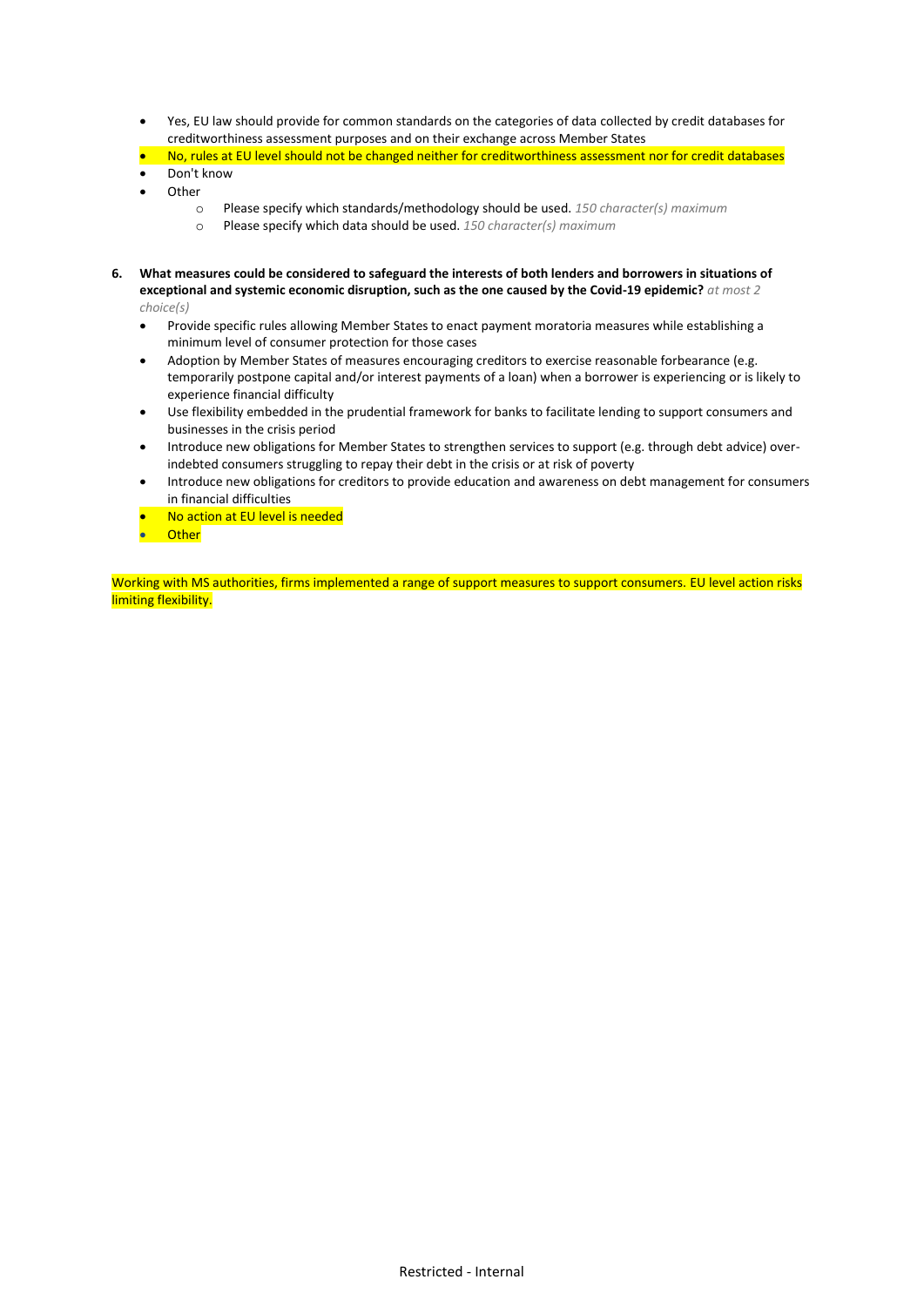- Yes, EU law should provide for common standards on the categories of data collected by credit databases for creditworthiness assessment purposes and on their exchange across Member States
- No, rules at EU level should not be changed neither for creditworthiness assessment nor for credit databases
- Don't know
- Other
    - Please specify which standards/methodology should be used. *150 character(s) maximum*
    - Please specify which data should be used. *150 character(s) maximum*

6. **What measures could be considered to safeguard the interests of both lenders and borrowers in situations of exceptional and systemic economic disruption, such as the one caused by the Covid-19 epidemic?** *at most 2 choice(s)*
    - Provide specific rules allowing Member States to enact payment moratoria measures while establishing a minimum level of consumer protection for those cases
    - Adoption by Member States of measures encouraging creditors to exercise reasonable forbearance (e.g. temporarily postpone capital and/or interest payments of a loan) when a borrower is experiencing or is likely to experience financial difficulty
    - Use flexibility embedded in the prudential framework for banks to facilitate lending to support consumers and businesses in the crisis period
    - Introduce new obligations for Member States to strengthen services to support (e.g. through debt advice) over-indebted consumers struggling to repay their debt in the crisis or at risk of poverty
    - Introduce new obligations for creditors to provide education and awareness on debt management for consumers in financial difficulties
    - No action at EU level is needed
    - Other

Working with MS authorities, firms implemented a range of support measures to support consumers. EU level action risks limiting flexibility.